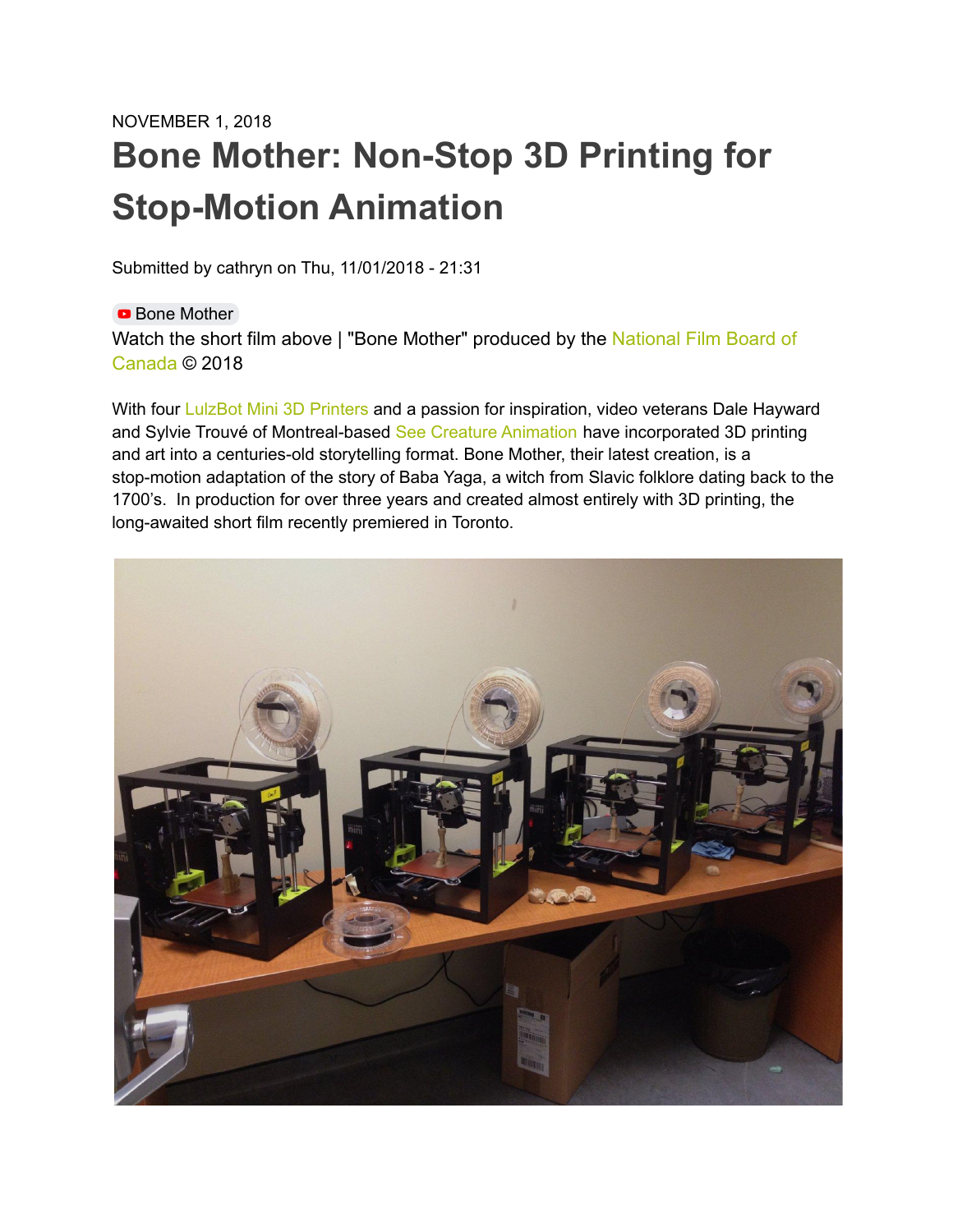NOVEMBER 1, 2018

# Bone Mother: Non-Stop 3D Printing for Stop-Motion Animation

Submitted by cathryn on Thu, 11/01/2018 - 21:31

Bone Mother

Watch the short film above | "Bone Mother" produced by the National Film Board of Canada © 2018

With four LulzBot Mini 3D Printers and a passion for inspiration, video veterans Dale Hayward and Sylvie Trouvé of Montreal-based See Creature Animation have incorporated 3D printing and art into a centuries-old storytelling format. Bone Mother, their latest creation, is a stop-motion adaptation of the story of Baba Yaga, a witch from Slavic folklore dating back to the 1700's. In production for over three years and created almost entirely with 3D printing, the long-awaited short film recently premiered in Toronto.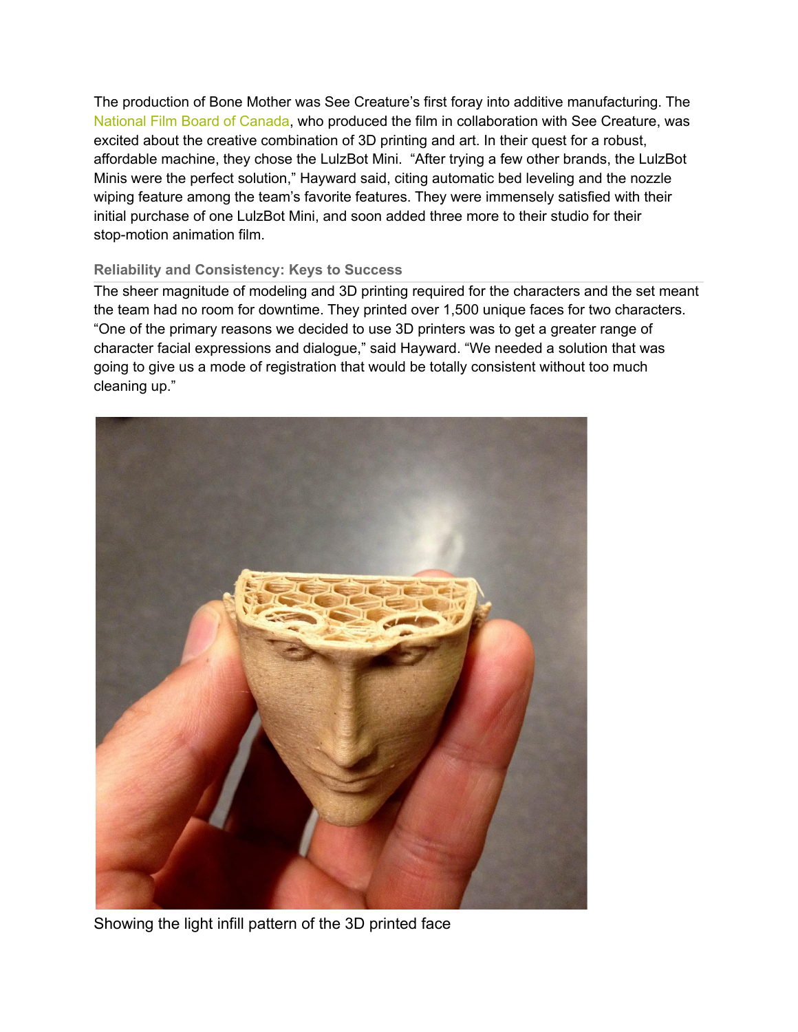The production of Bone Mother was See Creature's first foray into additive manufacturing. The National Film Board of Canada, who produced the film in collaboration with See Creature, was excited about the creative combination of 3D printing and art. In their quest for a robust, affordable machine, they chose the LulzBot Mini. "After trying a few other brands, the LulzBot Minis were the perfect solution," Hayward said, citing automatic bed leveling and the nozzle wiping feature among the team's favorite features. They were immensely satisfied with their initial purchase of one LulzBot Mini, and soon added three more to their studio for their stop-motion animation film.

### Reliability and Consistency: Keys to Success

The sheer magnitude of modeling and 3D printing required for the characters and the set meant the team had no room for downtime. They printed over 1,500 unique faces for two characters. "One of the primary reasons we decided to use 3D printers was to get a greater range of character facial expressions and dialogue," said Hayward. "We needed a solution that was going to give us a mode of registration that would be totally consistent without too much cleaning up."

Showing the light infill pattern of the 3D printed face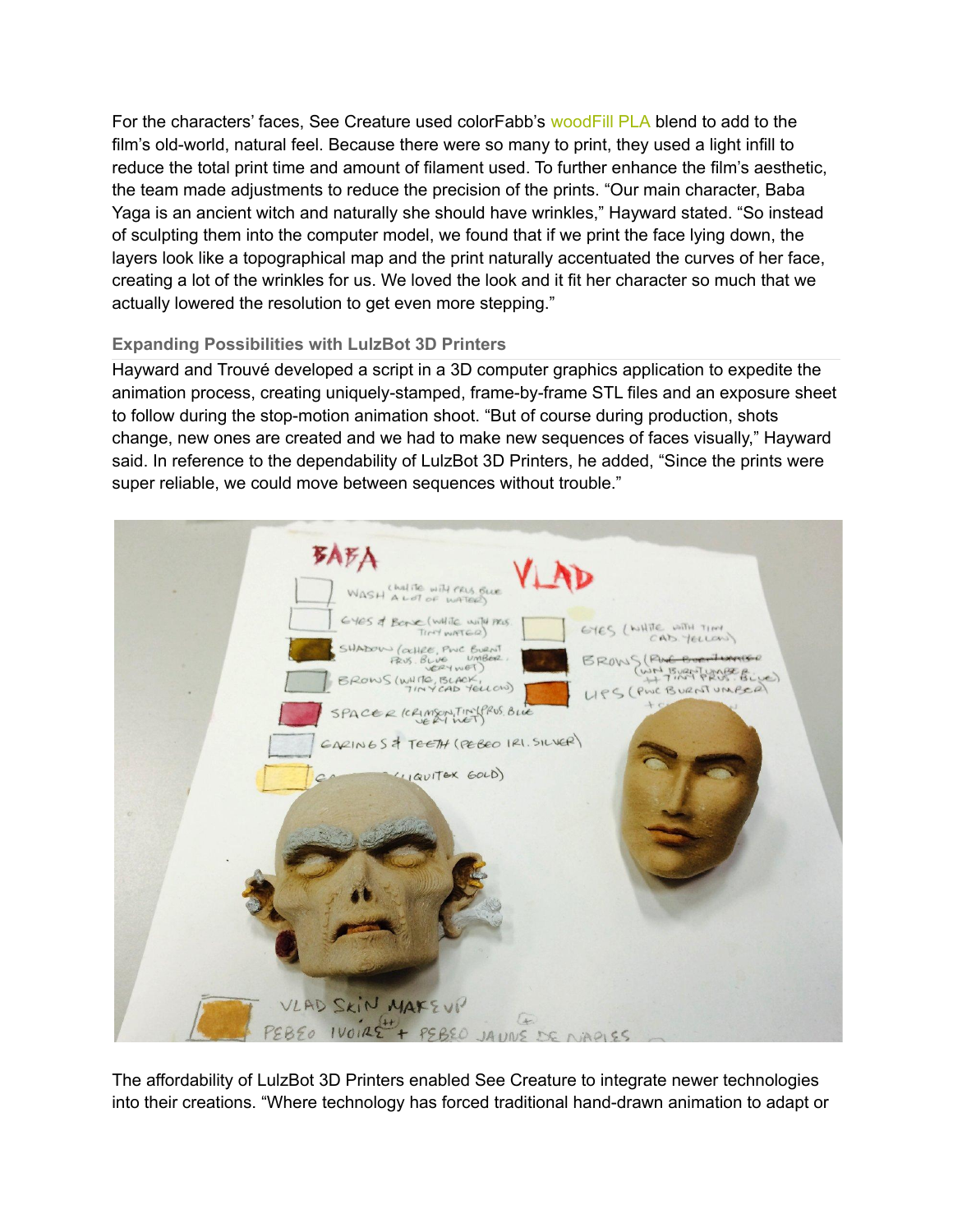For the characters' faces, See Creature used colorFabb's woodFill PLA blend to add to the film's old-world, natural feel. Because there were so many to print, they used a light infill to reduce the total print time and amount of filament used. To further enhance the film's aesthetic, the team made adjustments to reduce the precision of the prints. "Our main character, Baba Yaga is an ancient witch and naturally she should have wrinkles," Hayward stated. "So instead of sculpting them into the computer model, we found that if we print the face lying down, the layers look like a topographical map and the print naturally accentuated the curves of her face, creating a lot of the wrinkles for us. We loved the look and it fit her character so much that we actually lowered the resolution to get even more stepping."

### Expanding Possibilities with LulzBot 3D Printers

Hayward and Trouvé developed a script in a 3D computer graphics application to expedite the animation process, creating uniquely-stamped, frame-by-frame STL files and an exposure sheet to follow during the stop-motion animation shoot. "But of course during production, shots change, new ones are created and we had to make new sequences of faces visually," Hayward said. In reference to the dependability of LulzBot 3D Printers, he added, "Since the prints were super reliable, we could move between sequences without trouble."

The affordability of LulzBot 3D Printers enabled See Creature to integrate newer technologies into their creations. "Where technology has forced traditional hand-drawn animation to adapt or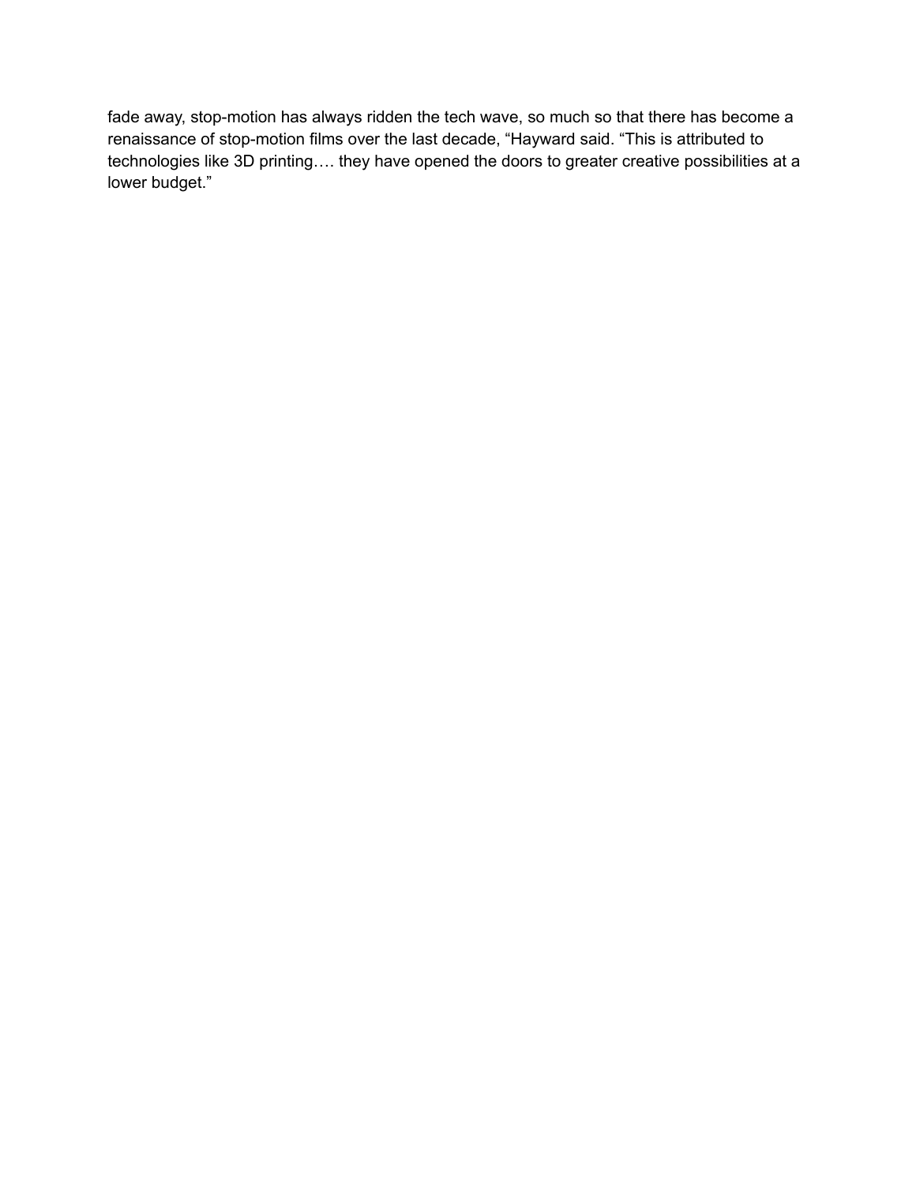fade away, stop-motion has always ridden the tech wave, so much so that there has become a renaissance of stop-motion films over the last decade, “Hayward said. “This is attributed to technologies like 3D printing…. they have opened the doors to greater creative possibilities at a lower budget.”